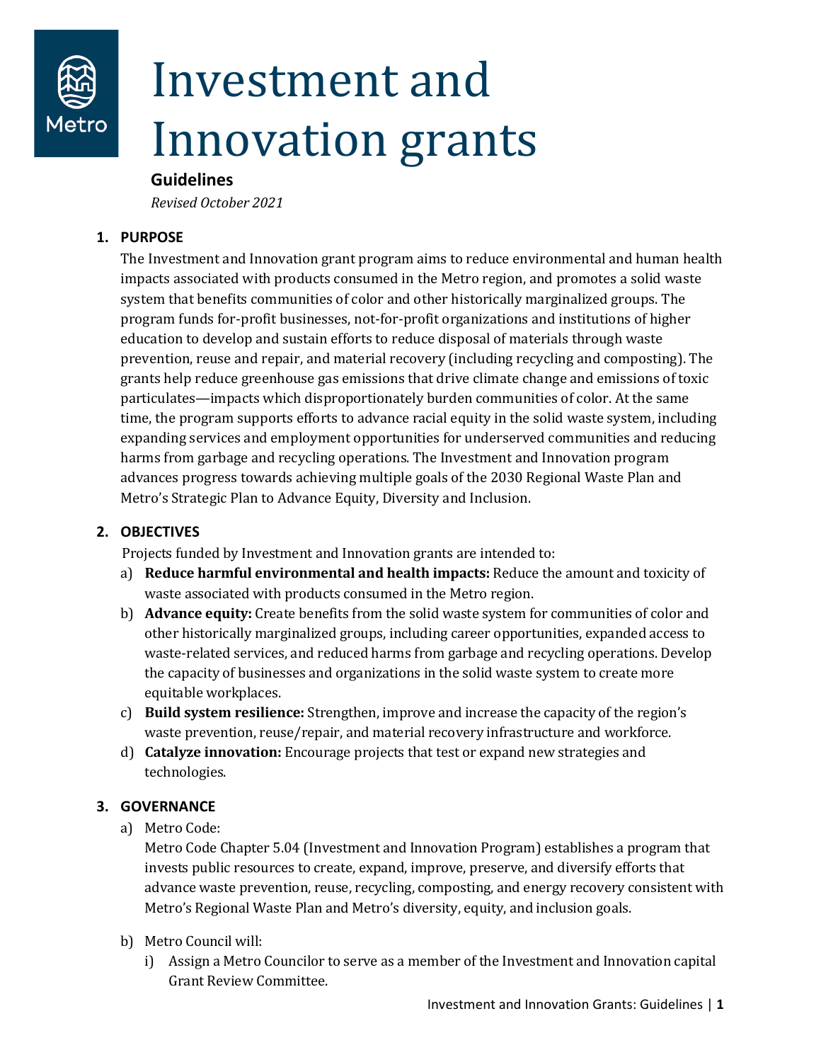Metro

# Investment and Innovation grants

**Guidelines**

*Revised October 2021*

## 1. PURPOSE

The Investment and Innovation grant program aims to reduce environmental and human health impacts associated with products consumed in the Metro region, and promotes a solid waste system that benefits communities of color and other historically marginalized groups. The program funds for-profit businesses, not-for-profit organizations and institutions of higher education to develop and sustain efforts to reduce disposal of materials through waste prevention, reuse and repair, and material recovery (including recycling and composting). The grants help reduce greenhouse gas emissions that drive climate change and emissions of toxic particulates—impacts which disproportionately burden communities of color. At the same time, the program supports efforts to advance racial equity in the solid waste system, including expanding services and employment opportunities for underserved communities and reducing harms from garbage and recycling operations. The Investment and Innovation program advances progress towards achieving multiple goals of the 2030 Regional Waste Plan and Metro's Strategic Plan to Advance Equity, Diversity and Inclusion.

## 2. OBJECTIVES

Projects funded by Investment and Innovation grants are intended to:

a) **Reduce harmful environmental and health impacts:** Reduce the amount and toxicity of waste associated with products consumed in the Metro region.

b) **Advance equity:** Create benefits from the solid waste system for communities of color and other historically marginalized groups, including career opportunities, expanded access to waste-related services, and reduced harms from garbage and recycling operations. Develop the capacity of businesses and organizations in the solid waste system to create more equitable workplaces.

c) **Build system resilience:** Strengthen, improve and increase the capacity of the region's waste prevention, reuse/repair, and material recovery infrastructure and workforce.

d) **Catalyze innovation:** Encourage projects that test or expand new strategies and technologies.

## 3. GOVERNANCE

a) Metro Code:

Metro Code Chapter 5.04 (Investment and Innovation Program) establishes a program that invests public resources to create, expand, improve, preserve, and diversify efforts that advance waste prevention, reuse, recycling, composting, and energy recovery consistent with Metro's Regional Waste Plan and Metro's diversity, equity, and inclusion goals.

b) Metro Council will:

i) Assign a Metro Councilor to serve as a member of the Investment and Innovation capital Grant Review Committee.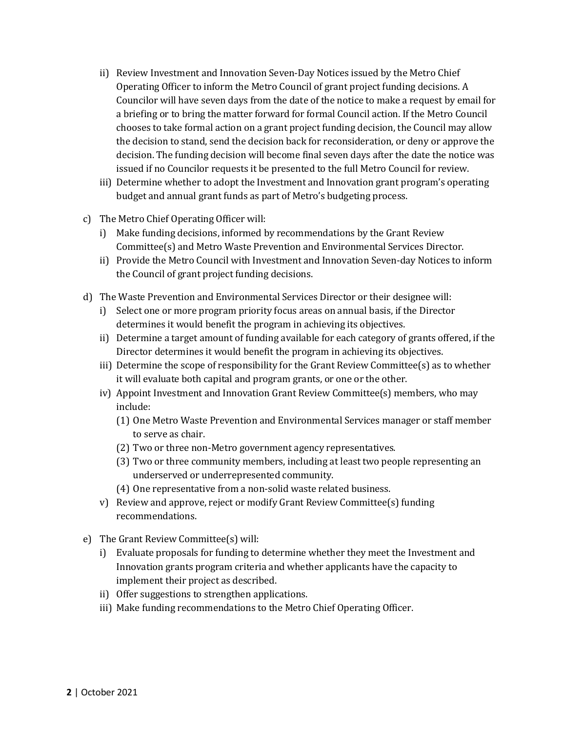ii) Review Investment and Innovation Seven-Day Notices issued by the Metro Chief Operating Officer to inform the Metro Council of grant project funding decisions. A Councilor will have seven days from the date of the notice to make a request by email for a briefing or to bring the matter forward for formal Council action. If the Metro Council chooses to take formal action on a grant project funding decision, the Council may allow the decision to stand, send the decision back for reconsideration, or deny or approve the decision. The funding decision will become final seven days after the date the notice was issued if no Councilor requests it be presented to the full Metro Council for review.

iii) Determine whether to adopt the Investment and Innovation grant program's operating budget and annual grant funds as part of Metro's budgeting process.

c) The Metro Chief Operating Officer will:

i) Make funding decisions, informed by recommendations by the Grant Review Committee(s) and Metro Waste Prevention and Environmental Services Director.

ii) Provide the Metro Council with Investment and Innovation Seven-day Notices to inform the Council of grant project funding decisions.

d) The Waste Prevention and Environmental Services Director or their designee will:

i) Select one or more program priority focus areas on annual basis, if the Director determines it would benefit the program in achieving its objectives.

ii) Determine a target amount of funding available for each category of grants offered, if the Director determines it would benefit the program in achieving its objectives.

iii) Determine the scope of responsibility for the Grant Review Committee(s) as to whether it will evaluate both capital and program grants, or one or the other.

iv) Appoint Investment and Innovation Grant Review Committee(s) members, who may include:

(1) One Metro Waste Prevention and Environmental Services manager or staff member to serve as chair.

(2) Two or three non-Metro government agency representatives.

(3) Two or three community members, including at least two people representing an underserved or underrepresented community.

(4) One representative from a non-solid waste related business.

v) Review and approve, reject or modify Grant Review Committee(s) funding recommendations.

e) The Grant Review Committee(s) will:

i) Evaluate proposals for funding to determine whether they meet the Investment and Innovation grants program criteria and whether applicants have the capacity to implement their project as described.

ii) Offer suggestions to strengthen applications.

iii) Make funding recommendations to the Metro Chief Operating Officer.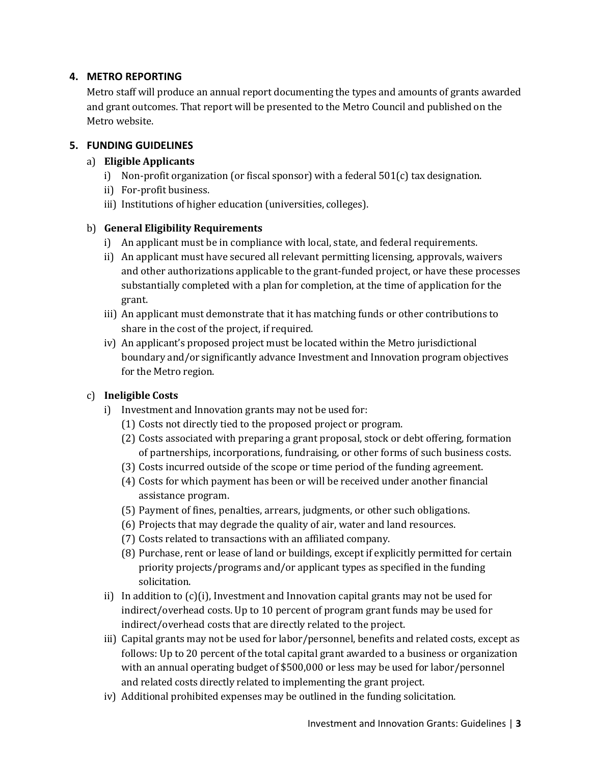## 4. METRO REPORTING

Metro staff will produce an annual report documenting the types and amounts of grants awarded and grant outcomes. That report will be presented to the Metro Council and published on the Metro website.

## 5. FUNDING GUIDELINES

### a) Eligible Applicants

i) Non-profit organization (or fiscal sponsor) with a federal 501(c) tax designation.
ii) For-profit business.
iii) Institutions of higher education (universities, colleges).

### b) General Eligibility Requirements

i) An applicant must be in compliance with local, state, and federal requirements.
ii) An applicant must have secured all relevant permitting licensing, approvals, waivers and other authorizations applicable to the grant-funded project, or have these processes substantially completed with a plan for completion, at the time of application for the grant.
iii) An applicant must demonstrate that it has matching funds or other contributions to share in the cost of the project, if required.
iv) An applicant's proposed project must be located within the Metro jurisdictional boundary and/or significantly advance Investment and Innovation program objectives for the Metro region.

### c) Ineligible Costs

i) Investment and Innovation grants may not be used for:
   (1) Costs not directly tied to the proposed project or program.
   (2) Costs associated with preparing a grant proposal, stock or debt offering, formation of partnerships, incorporations, fundraising, or other forms of such business costs.
   (3) Costs incurred outside of the scope or time period of the funding agreement.
   (4) Costs for which payment has been or will be received under another financial assistance program.
   (5) Payment of fines, penalties, arrears, judgments, or other such obligations.
   (6) Projects that may degrade the quality of air, water and land resources.
   (7) Costs related to transactions with an affiliated company.
   (8) Purchase, rent or lease of land or buildings, except if explicitly permitted for certain priority projects/programs and/or applicant types as specified in the funding solicitation.
ii) In addition to (c)(i), Investment and Innovation capital grants may not be used for indirect/overhead costs. Up to 10 percent of program grant funds may be used for indirect/overhead costs that are directly related to the project.
iii) Capital grants may not be used for labor/personnel, benefits and related costs, except as follows: Up to 20 percent of the total capital grant awarded to a business or organization with an annual operating budget of $500,000 or less may be used for labor/personnel and related costs directly related to implementing the grant project.
iv) Additional prohibited expenses may be outlined in the funding solicitation.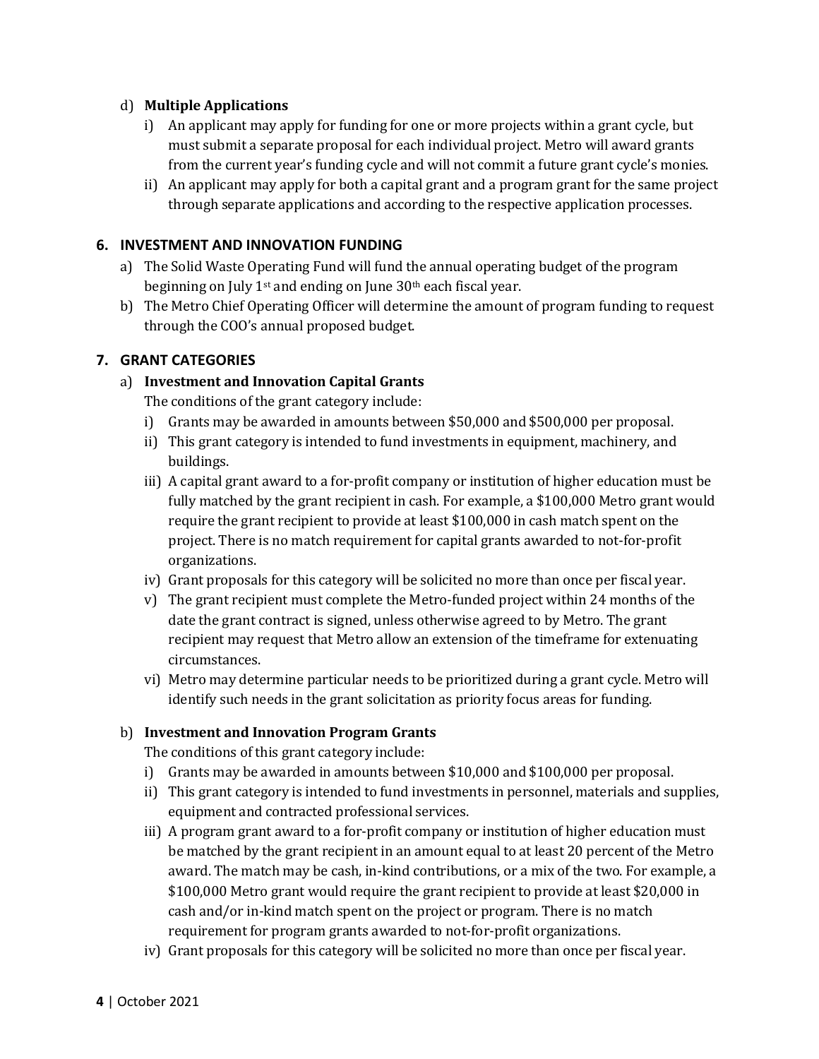d) **Multiple Applications**

   i) An applicant may apply for funding for one or more projects within a grant cycle, but must submit a separate proposal for each individual project. Metro will award grants from the current year's funding cycle and will not commit a future grant cycle's monies.

   ii) An applicant may apply for both a capital grant and a program grant for the same project through separate applications and according to the respective application processes.

## 6. INVESTMENT AND INNOVATION FUNDING

a) The Solid Waste Operating Fund will fund the annual operating budget of the program beginning on July 1st and ending on June 30th each fiscal year.

b) The Metro Chief Operating Officer will determine the amount of program funding to request through the COO's annual proposed budget.

## 7. GRANT CATEGORIES

a) **Investment and Innovation Capital Grants**

The conditions of the grant category include:

   i) Grants may be awarded in amounts between $50,000 and $500,000 per proposal.

   ii) This grant category is intended to fund investments in equipment, machinery, and buildings.

   iii) A capital grant award to a for-profit company or institution of higher education must be fully matched by the grant recipient in cash. For example, a $100,000 Metro grant would require the grant recipient to provide at least $100,000 in cash match spent on the project. There is no match requirement for capital grants awarded to not-for-profit organizations.

   iv) Grant proposals for this category will be solicited no more than once per fiscal year.

   v) The grant recipient must complete the Metro-funded project within 24 months of the date the grant contract is signed, unless otherwise agreed to by Metro. The grant recipient may request that Metro allow an extension of the timeframe for extenuating circumstances.

   vi) Metro may determine particular needs to be prioritized during a grant cycle. Metro will identify such needs in the grant solicitation as priority focus areas for funding.

b) **Investment and Innovation Program Grants**

The conditions of this grant category include:

   i) Grants may be awarded in amounts between $10,000 and $100,000 per proposal.

   ii) This grant category is intended to fund investments in personnel, materials and supplies, equipment and contracted professional services.

   iii) A program grant award to a for-profit company or institution of higher education must be matched by the grant recipient in an amount equal to at least 20 percent of the Metro award. The match may be cash, in-kind contributions, or a mix of the two. For example, a $100,000 Metro grant would require the grant recipient to provide at least $20,000 in cash and/or in-kind match spent on the project or program. There is no match requirement for program grants awarded to not-for-profit organizations.

   iv) Grant proposals for this category will be solicited no more than once per fiscal year.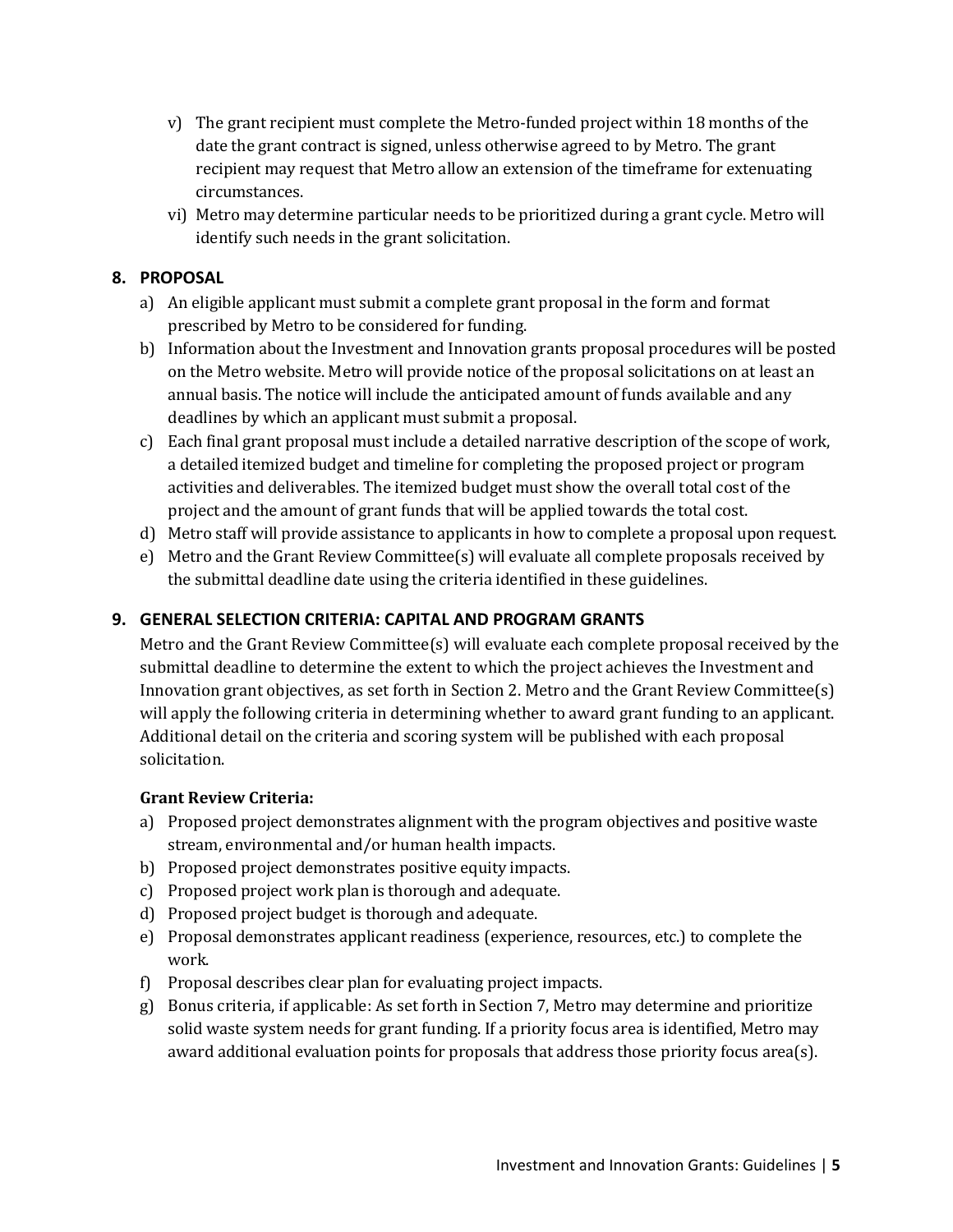v) The grant recipient must complete the Metro-funded project within 18 months of the date the grant contract is signed, unless otherwise agreed to by Metro. The grant recipient may request that Metro allow an extension of the timeframe for extenuating circumstances.

vi) Metro may determine particular needs to be prioritized during a grant cycle. Metro will identify such needs in the grant solicitation.

## 8. PROPOSAL

a) An eligible applicant must submit a complete grant proposal in the form and format prescribed by Metro to be considered for funding.

b) Information about the Investment and Innovation grants proposal procedures will be posted on the Metro website. Metro will provide notice of the proposal solicitations on at least an annual basis. The notice will include the anticipated amount of funds available and any deadlines by which an applicant must submit a proposal.

c) Each final grant proposal must include a detailed narrative description of the scope of work, a detailed itemized budget and timeline for completing the proposed project or program activities and deliverables. The itemized budget must show the overall total cost of the project and the amount of grant funds that will be applied towards the total cost.

d) Metro staff will provide assistance to applicants in how to complete a proposal upon request.

e) Metro and the Grant Review Committee(s) will evaluate all complete proposals received by the submittal deadline date using the criteria identified in these guidelines.

## 9. GENERAL SELECTION CRITERIA: CAPITAL AND PROGRAM GRANTS

Metro and the Grant Review Committee(s) will evaluate each complete proposal received by the submittal deadline to determine the extent to which the project achieves the Investment and Innovation grant objectives, as set forth in Section 2. Metro and the Grant Review Committee(s) will apply the following criteria in determining whether to award grant funding to an applicant. Additional detail on the criteria and scoring system will be published with each proposal solicitation.

**Grant Review Criteria:**

a) Proposed project demonstrates alignment with the program objectives and positive waste stream, environmental and/or human health impacts.

b) Proposed project demonstrates positive equity impacts.

c) Proposed project work plan is thorough and adequate.

d) Proposed project budget is thorough and adequate.

e) Proposal demonstrates applicant readiness (experience, resources, etc.) to complete the work.

f) Proposal describes clear plan for evaluating project impacts.

g) Bonus criteria, if applicable: As set forth in Section 7, Metro may determine and prioritize solid waste system needs for grant funding. If a priority focus area is identified, Metro may award additional evaluation points for proposals that address those priority focus area(s).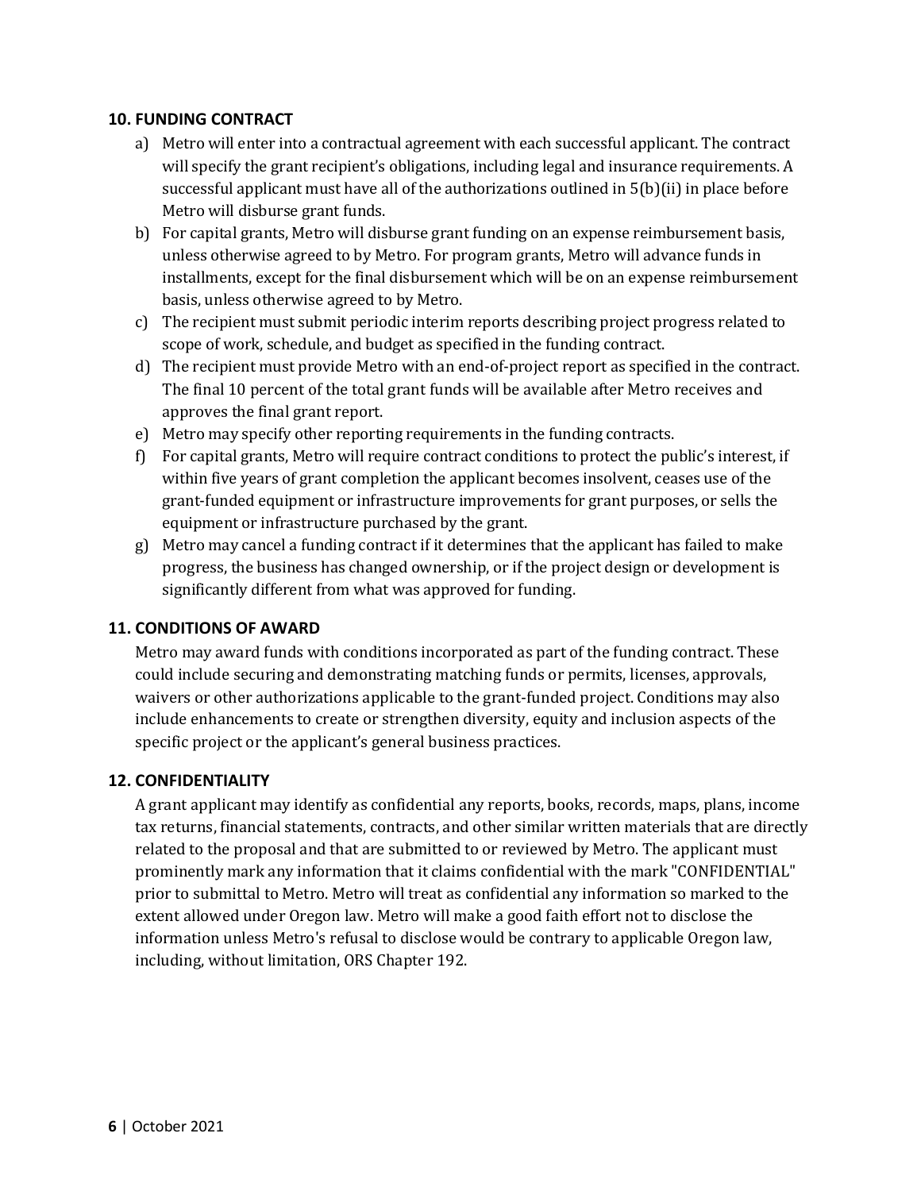## 10. FUNDING CONTRACT

a) Metro will enter into a contractual agreement with each successful applicant. The contract will specify the grant recipient's obligations, including legal and insurance requirements. A successful applicant must have all of the authorizations outlined in 5(b)(ii) in place before Metro will disburse grant funds.

b) For capital grants, Metro will disburse grant funding on an expense reimbursement basis, unless otherwise agreed to by Metro. For program grants, Metro will advance funds in installments, except for the final disbursement which will be on an expense reimbursement basis, unless otherwise agreed to by Metro.

c) The recipient must submit periodic interim reports describing project progress related to scope of work, schedule, and budget as specified in the funding contract.

d) The recipient must provide Metro with an end-of-project report as specified in the contract. The final 10 percent of the total grant funds will be available after Metro receives and approves the final grant report.

e) Metro may specify other reporting requirements in the funding contracts.

f) For capital grants, Metro will require contract conditions to protect the public's interest, if within five years of grant completion the applicant becomes insolvent, ceases use of the grant-funded equipment or infrastructure improvements for grant purposes, or sells the equipment or infrastructure purchased by the grant.

g) Metro may cancel a funding contract if it determines that the applicant has failed to make progress, the business has changed ownership, or if the project design or development is significantly different from what was approved for funding.

## 11. CONDITIONS OF AWARD

Metro may award funds with conditions incorporated as part of the funding contract. These could include securing and demonstrating matching funds or permits, licenses, approvals, waivers or other authorizations applicable to the grant-funded project. Conditions may also include enhancements to create or strengthen diversity, equity and inclusion aspects of the specific project or the applicant's general business practices.

## 12. CONFIDENTIALITY

A grant applicant may identify as confidential any reports, books, records, maps, plans, income tax returns, financial statements, contracts, and other similar written materials that are directly related to the proposal and that are submitted to or reviewed by Metro. The applicant must prominently mark any information that it claims confidential with the mark "CONFIDENTIAL" prior to submittal to Metro. Metro will treat as confidential any information so marked to the extent allowed under Oregon law. Metro will make a good faith effort not to disclose the information unless Metro's refusal to disclose would be contrary to applicable Oregon law, including, without limitation, ORS Chapter 192.